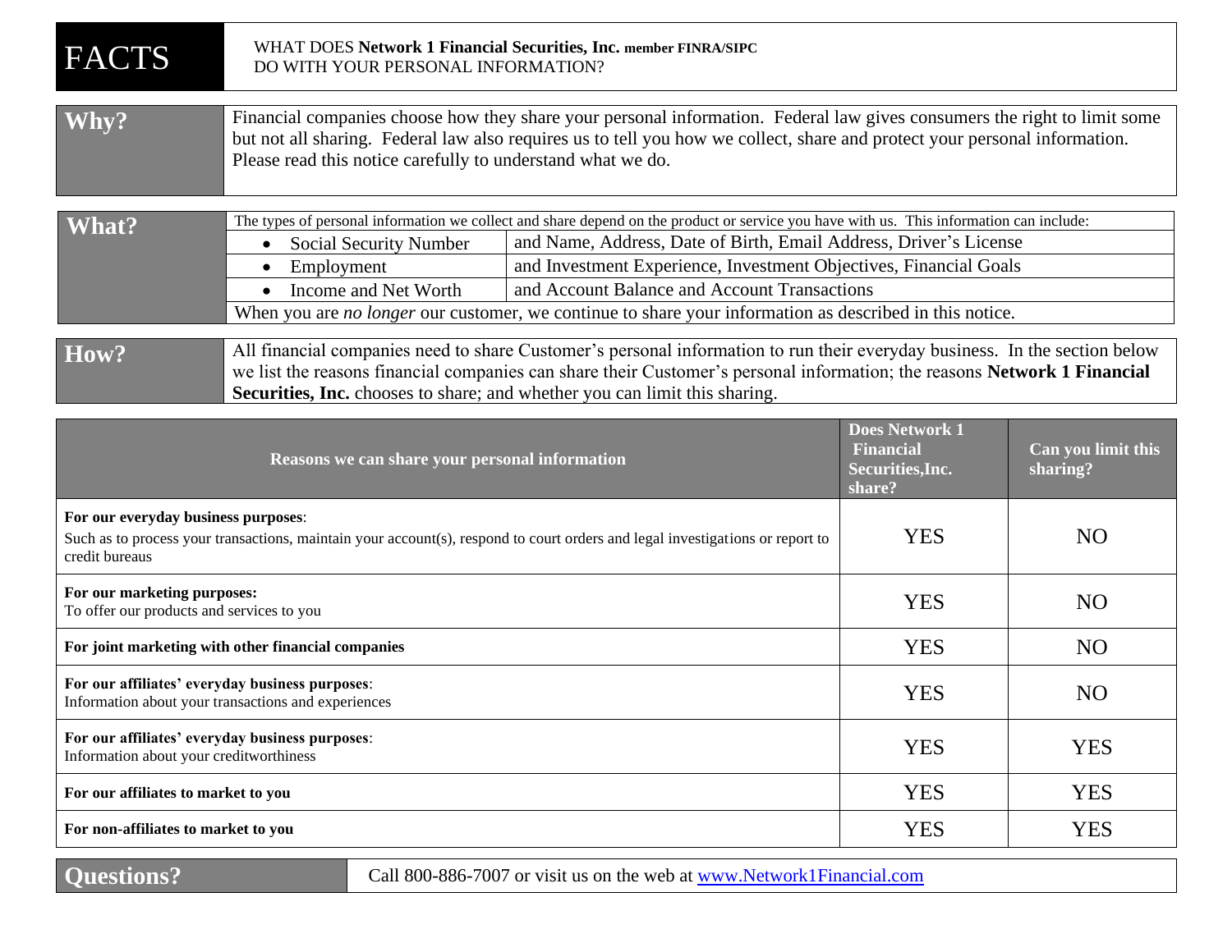# FACTS

WHAT DOES **Network 1 Financial Securities, Inc. member FINRA/SIPC** DO WITH YOUR PERSONAL INFORMATION?

| | |
|---|---|
| **Why?** | Financial companies choose how they share your personal information. Federal law gives consumers the right to limit some but not all sharing. Federal law also requires us to tell you how we collect, share and protect your personal information. Please read this notice carefully to understand what we do. |

| | | |
|---|---|---|
| **What?** | The types of personal information we collect and share depend on the product or service you have with us. This information can include: | |
| | • Social Security Number | and Name, Address, Date of Birth, Email Address, Driver's License |
| | • Employment | and Investment Experience, Investment Objectives, Financial Goals |
| | • Income and Net Worth | and Account Balance and Account Transactions |
| | When you are *no longer* our customer, we continue to share your information as described in this notice. | |

| | |
|---|---|
| **How?** | All financial companies need to share Customer's personal information to run their everyday business. In the section below we list the reasons financial companies can share their Customer's personal information; the reasons **Network 1 Financial Securities, Inc.** chooses to share; and whether you can limit this sharing. |

| Reasons we can share your personal information | Does Network 1 Financial Securities,Inc. share? | Can you limit this sharing? |
|---|---|---|
| **For our everyday business purposes**: Such as to process your transactions, maintain your account(s), respond to court orders and legal investigations or report to credit bureaus | YES | NO |
| **For our marketing purposes:** To offer our products and services to you | YES | NO |
| **For joint marketing with other financial companies** | YES | NO |
| **For our affiliates' everyday business purposes**: Information about your transactions and experiences | YES | NO |
| **For our affiliates' everyday business purposes**: Information about your creditworthiness | YES | YES |
| **For our affiliates to market to you** | YES | YES |
| **For non-affiliates to market to you** | YES | YES |

| | |
|---|---|
| **Questions?** | Call 800-886-7007 or visit us on the web at www.Network1Financial.com |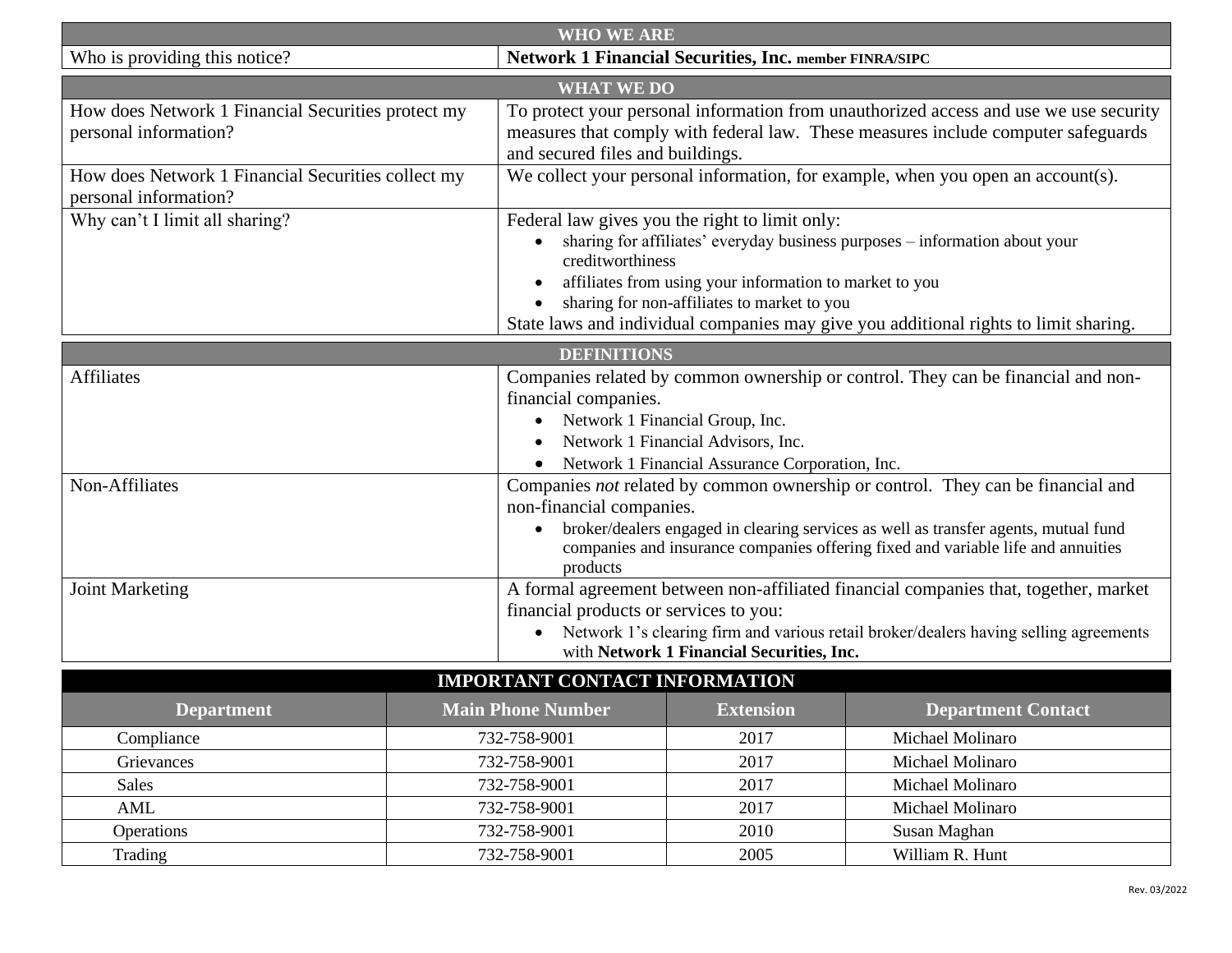| WHO WE ARE | |
|---|---|
| Who is providing this notice? | **Network 1 Financial Securities, Inc. member FINRA/SIPC** |

| WHAT WE DO | |
|---|---|
| How does Network 1 Financial Securities protect my personal information? | To protect your personal information from unauthorized access and use we use security measures that comply with federal law. These measures include computer safeguards and secured files and buildings. |
| How does Network 1 Financial Securities collect my personal information? | We collect your personal information, for example, when you open an account(s). |
| Why can't I limit all sharing? | Federal law gives you the right to limit only:<br>• sharing for affiliates' everyday business purposes – information about your creditworthiness<br>• affiliates from using your information to market to you<br>• sharing for non-affiliates to market to you<br>State laws and individual companies may give you additional rights to limit sharing. |

| DEFINITIONS | |
|---|---|
| Affiliates | Companies related by common ownership or control. They can be financial and non-financial companies.<br>• Network 1 Financial Group, Inc.<br>• Network 1 Financial Advisors, Inc.<br>• Network 1 Financial Assurance Corporation, Inc. |
| Non-Affiliates | Companies *not* related by common ownership or control. They can be financial and non-financial companies.<br>• broker/dealers engaged in clearing services as well as transfer agents, mutual fund companies and insurance companies offering fixed and variable life and annuities products |
| Joint Marketing | A formal agreement between non-affiliated financial companies that, together, market financial products or services to you:<br>• Network 1's clearing firm and various retail broker/dealers having selling agreements with **Network 1 Financial Securities, Inc.** |

**IMPORTANT CONTACT INFORMATION**

| Department | Main Phone Number | Extension | Department Contact |
|---|---|---|---|
| Compliance | 732-758-9001 | 2017 | Michael Molinaro |
| Grievances | 732-758-9001 | 2017 | Michael Molinaro |
| Sales | 732-758-9001 | 2017 | Michael Molinaro |
| AML | 732-758-9001 | 2017 | Michael Molinaro |
| Operations | 732-758-9001 | 2010 | Susan Maghan |
| Trading | 732-758-9001 | 2005 | William R. Hunt |

Rev. 03/2022